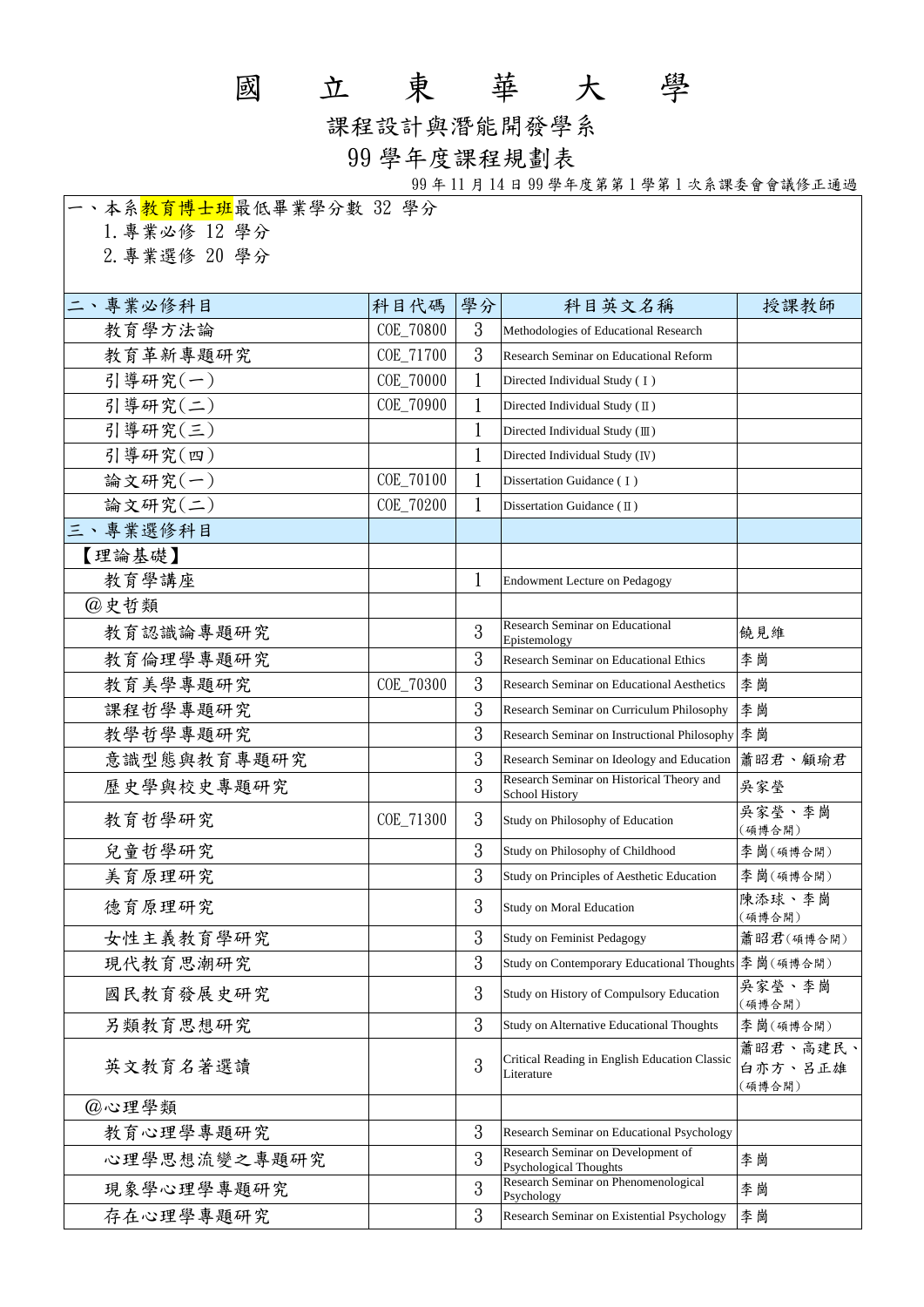# 國立東華大學

## 課程設計與潛能開發學系

## 99 學年度課程規劃表

99 年 11 月 14 日 99 學年度第 1 學第 1 次系課委會會議修正通過

一、本系教育博士班最低畢業學分數 32 學分

1. 專業必修 12 學分
2. 專業選修 20 學分

| 二、專業必修科目 | 科目代碼 | 學分 | 科目英文名稱 | 授課教師 |
|---|---|---|---|---|
| 教育學方法論 | COE_70800 | 3 | Methodologies of Educational Research | |
| 教育革新專題研究 | COE_71700 | 3 | Research Seminar on Educational Reform | |
| 引導研究(一) | COE_70000 | 1 | Directed Individual Study (Ⅰ) | |
| 引導研究(二) | COE_70900 | 1 | Directed Individual Study (Ⅱ) | |
| 引導研究(三) | | 1 | Directed Individual Study (Ⅲ) | |
| 引導研究(四) | | 1 | Directed Individual Study (Ⅳ) | |
| 論文研究(一) | COE_70100 | 1 | Dissertation Guidance (Ⅰ) | |
| 論文研究(二) | COE_70200 | 1 | Dissertation Guidance (Ⅱ) | |
| 三、專業選修科目 | | | | |
| 【理論基礎】 | | | | |
| 教育學講座 | | 1 | Endowment Lecture on Pedagogy | |
| @史哲類 | | | | |
| 教育認識論專題研究 | | 3 | Research Seminar on Educational Epistemology | 饒見維 |
| 教育倫理學專題研究 | | 3 | Research Seminar on Educational Ethics | 李崗 |
| 教育美學專題研究 | COE_70300 | 3 | Research Seminar on Educational Aesthetics | 李崗 |
| 課程哲學專題研究 | | 3 | Research Seminar on Curriculum Philosophy | 李崗 |
| 教學哲學專題研究 | | 3 | Research Seminar on Instructional Philosophy | 李崗 |
| 意識型態與教育專題研究 | | 3 | Research Seminar on Ideology and Education | 蕭昭君、顧瑜君 |
| 歷史學與校史專題研究 | | 3 | Research Seminar on Historical Theory and School History | 吳家瑩 |
| 教育哲學研究 | COE_71300 | 3 | Study on Philosophy of Education | 吳家瑩、李崗(碩博合開) |
| 兒童哲學研究 | | 3 | Study on Philosophy of Childhood | 李崗(碩博合開) |
| 美育原理研究 | | 3 | Study on Principles of Aesthetic Education | 李崗(碩博合開) |
| 德育原理研究 | | 3 | Study on Moral Education | 陳添球、李崗(碩博合開) |
| 女性主義教育學研究 | | 3 | Study on Feminist Pedagogy | 蕭昭君(碩博合開) |
| 現代教育思潮研究 | | 3 | Study on Contemporary Educational Thoughts | 李崗(碩博合開) |
| 國民教育發展史研究 | | 3 | Study on History of Compulsory Education | 吳家瑩、李崗(碩博合開) |
| 另類教育思想研究 | | 3 | Study on Alternative Educational Thoughts | 李崗(碩博合開) |
| 英文教育名著選讀 | | 3 | Critical Reading in English Education Classic Literature | 蕭昭君、高建民、白亦方、呂正雄(碩博合開) |
| @心理學類 | | | | |
| 教育心理學專題研究 | | 3 | Research Seminar on Educational Psychology | |
| 心理學思想流變之專題研究 | | 3 | Research Seminar on Development of Psychological Thoughts | 李崗 |
| 現象學心理學專題研究 | | 3 | Research Seminar on Phenomenological Psychology | 李崗 |
| 存在心理學專題研究 | | 3 | Research Seminar on Existential Psychology | 李崗 |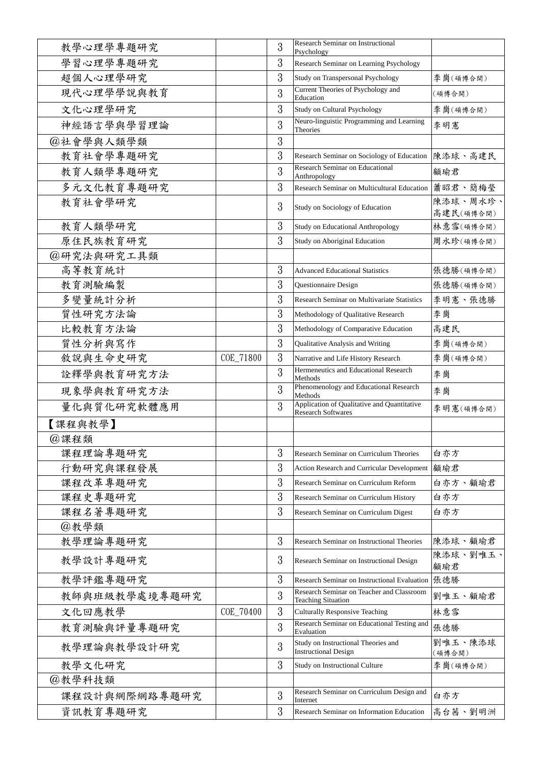| | | | | |
|---|---|---|---|---|
| 教學心理學專題研究 | | 3 | Research Seminar on Instructional Psychology | |
| 學習心理學專題研究 | | 3 | Research Seminar on Learning Psychology | |
| 超個人心理學研究 | | 3 | Study on Transpersonal Psychology | 李崗(碩博合開) |
| 現代心理學學說與教育 | | 3 | Current Theories of Psychology and Education | (碩博合開) |
| 文化心理學研究 | | 3 | Study on Cultural Psychology | 李崗(碩博合開) |
| 神經語言學與學習理論 | | 3 | Neuro-linguistic Programming and Learning Theories | 李明憲 |
| @社會學與人類學類 | | 3 | | |
| 教育社會學專題研究 | | 3 | Research Seminar on Sociology of Education | 陳添球、高建民 |
| 教育人類學專題研究 | | 3 | Research Seminar on Educational Anthropology | 顧瑜君 |
| 多元文化教育專題研究 | | 3 | Research Seminar on Multicultural Education | 蕭昭君、簡梅瑩 |
| 教育社會學研究 | | 3 | Study on Sociology of Education | 陳添球、周水珍、高建民(碩博合開) |
| 教育人類學研究 | | 3 | Study on Educational Anthropology | 林意雪(碩博合開) |
| 原住民族教育研究 | | 3 | Study on Aboriginal Education | 周水珍(碩博合開) |
| @研究法與研究工具類 | | | | |
| 高等教育統計 | | 3 | Advanced Educational Statistics | 張德勝(碩博合開) |
| 教育測驗編製 | | 3 | Questionnaire Design | 張德勝(碩博合開) |
| 多變量統計分析 | | 3 | Research Seminar on Multivariate Statistics | 李明憲、張德勝 |
| 質性研究方法論 | | 3 | Methodology of Qualitative Research | 李崗 |
| 比較教育方法論 | | 3 | Methodology of Comparative Education | 高建民 |
| 質性分析與寫作 | | 3 | Qualitative Analysis and Writing | 李崗(碩博合開) |
| 敘說與生命史研究 | COE_71800 | 3 | Narrative and Life History Research | 李崗(碩博合開) |
| 詮釋學與教育研究方法 | | 3 | Hermeneutics and Educational Research Methods | 李崗 |
| 現象學與教育研究方法 | | 3 | Phenomenology and Educational Research Methods | 李崗 |
| 量化與質化研究軟體應用 | | 3 | Application of Qualitative and Quantitative Research Softwares | 李明憲(碩博合開) |
| 【課程與教學】 | | | | |
| @課程類 | | | | |
| 課程理論專題研究 | | 3 | Research Seminar on Curriculum Theories | 白亦方 |
| 行動研究與課程發展 | | 3 | Action Research and Curricular Development | 顧瑜君 |
| 課程改革專題研究 | | 3 | Research Seminar on Curriculum Reform | 白亦方、顧瑜君 |
| 課程史專題研究 | | 3 | Research Seminar on Curriculum History | 白亦方 |
| 課程名著專題研究 | | 3 | Research Seminar on Curriculum Digest | 白亦方 |
| @教學類 | | | | |
| 教學理論專題研究 | | 3 | Research Seminar on Instructional Theories | 陳添球、顧瑜君 |
| 教學設計專題研究 | | 3 | Research Seminar on Instructional Design | 陳添球、劉唯玉、顧瑜君 |
| 教學評鑑專題研究 | | 3 | Research Seminar on Instructional Evaluation | 張德勝 |
| 教師與班級教學處境專題研究 | | 3 | Research Seminar on Teacher and Classroom Teaching Situation | 劉唯玉、顧瑜君 |
| 文化回應教學 | COE_70400 | 3 | Culturally Responsive Teaching | 林意雪 |
| 教育測驗與評量專題研究 | | 3 | Research Seminar on Educational Testing and Evaluation | 張德勝 |
| 教學理論與教學設計研究 | | 3 | Study on Instructional Theories and Instructional Design | 劉唯玉、陳添球(碩博合開) |
| 教學文化研究 | | 3 | Study on Instructional Culture | 李崗(碩博合開) |
| @教學科技類 | | | | |
| 課程設計與網際網路專題研究 | | 3 | Research Seminar on Curriculum Design and Internet | 白亦方 |
| 資訊教育專題研究 | | 3 | Research Seminar on Information Education | 高台茜、劉明洲 |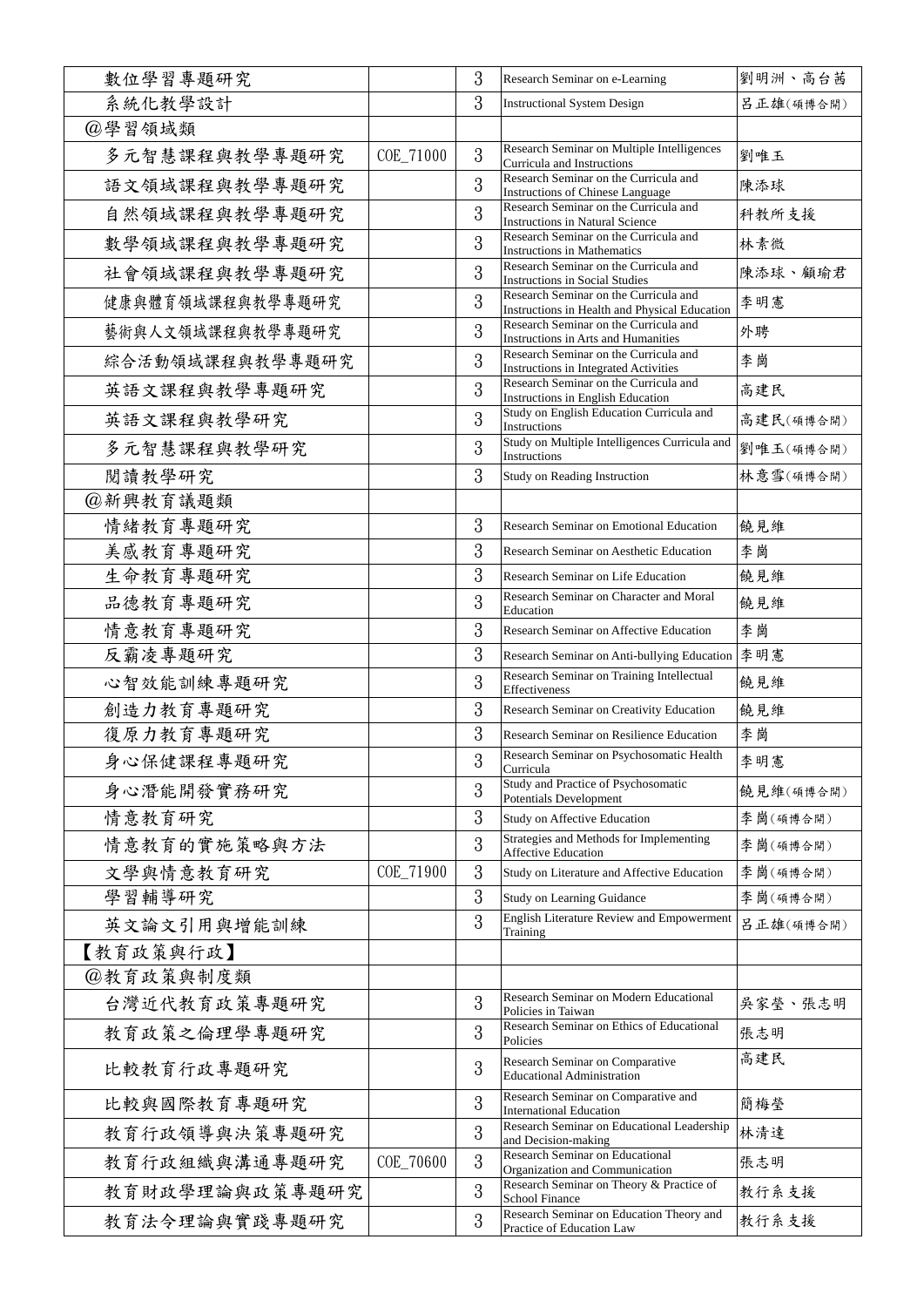| | | | | |
|---|---|---|---|---|
| 數位學習專題研究 | | 3 | Research Seminar on e-Learning | 劉明洲、高台茜 |
| 系統化教學設計 | | 3 | Instructional System Design | 呂正雄(碩博合開) |
| @學習領域類 | | | | |
| 多元智慧課程與教學專題研究 | COE_71000 | 3 | Research Seminar on Multiple Intelligences Curricula and Instructions | 劉唯玉 |
| 語文領域課程與教學專題研究 | | 3 | Research Seminar on the Curricula and Instructions of Chinese Language | 陳添球 |
| 自然領域課程與教學專題研究 | | 3 | Research Seminar on the Curricula and Instructions in Natural Science | 科教所支援 |
| 數學領域課程與教學專題研究 | | 3 | Research Seminar on the Curricula and Instructions in Mathematics | 林素微 |
| 社會領域課程與教學專題研究 | | 3 | Research Seminar on the Curricula and Instructions in Social Studies | 陳添球、顧瑜君 |
| 健康與體育領域課程與教學專題研究 | | 3 | Research Seminar on the Curricula and Instructions in Health and Physical Education | 李明憲 |
| 藝術與人文領域課程與教學專題研究 | | 3 | Research Seminar on the Curricula and Instructions in Arts and Humanities | 外聘 |
| 綜合活動領域課程與教學專題研究 | | 3 | Research Seminar on the Curricula and Instructions in Integrated Activities | 李崗 |
| 英語文課程與教學專題研究 | | 3 | Research Seminar on the Curricula and Instructions in English Education | 高建民 |
| 英語文課程與教學研究 | | 3 | Study on English Education Curricula and Instructions | 高建民(碩博合開) |
| 多元智慧課程與教學研究 | | 3 | Study on Multiple Intelligences Curricula and Instructions | 劉唯玉(碩博合開) |
| 閱讀教學研究 | | 3 | Study on Reading Instruction | 林意雪(碩博合開) |
| @新興教育議題類 | | | | |
| 情緒教育專題研究 | | 3 | Research Seminar on Emotional Education | 饒見維 |
| 美感教育專題研究 | | 3 | Research Seminar on Aesthetic Education | 李崗 |
| 生命教育專題研究 | | 3 | Research Seminar on Life Education | 饒見維 |
| 品德教育專題研究 | | 3 | Research Seminar on Character and Moral Education | 饒見維 |
| 情意教育專題研究 | | 3 | Research Seminar on Affective Education | 李崗 |
| 反霸凌專題研究 | | 3 | Research Seminar on Anti-bullying Education | 李明憲 |
| 心智效能訓練專題研究 | | 3 | Research Seminar on Training Intellectual Effectiveness | 饒見維 |
| 創造力教育專題研究 | | 3 | Research Seminar on Creativity Education | 饒見維 |
| 復原力教育專題研究 | | 3 | Research Seminar on Resilience Education | 李崗 |
| 身心保健課程專題研究 | | 3 | Research Seminar on Psychosomatic Health Curricula | 李明憲 |
| 身心潛能開發實務研究 | | 3 | Study and Practice of Psychosomatic Potentials Development | 饒見維(碩博合開) |
| 情意教育研究 | | 3 | Study on Affective Education | 李崗(碩博合開) |
| 情意教育的實施策略與方法 | | 3 | Strategies and Methods for Implementing Affective Education | 李崗(碩博合開) |
| 文學與情意教育研究 | COE_71900 | 3 | Study on Literature and Affective Education | 李崗(碩博合開) |
| 學習輔導研究 | | 3 | Study on Learning Guidance | 李崗(碩博合開) |
| 英文論文引用與增能訓練 | | 3 | English Literature Review and Empowerment Training | 呂正雄(碩博合開) |
| 【教育政策與行政】 | | | | |
| @教育政策與制度類 | | | | |
| 台灣近代教育政策專題研究 | | 3 | Research Seminar on Modern Educational Policies in Taiwan | 吳家瑩、張志明 |
| 教育政策之倫理學專題研究 | | 3 | Research Seminar on Ethics of Educational Policies | 張志明 |
| 比較教育行政專題研究 | | 3 | Research Seminar on Comparative Educational Administration | 高建民 |
| 比較與國際教育專題研究 | | 3 | Research Seminar on Comparative and International Education | 簡梅瑩 |
| 教育行政領導與決策專題研究 | | 3 | Research Seminar on Educational Leadership and Decision-making | 林清達 |
| 教育行政組織與溝通專題研究 | COE_70600 | 3 | Research Seminar on Educational Organization and Communication | 張志明 |
| 教育財政學理論與政策專題研究 | | 3 | Research Seminar on Theory & Practice of School Finance | 教行系支援 |
| 教育法令理論與實踐專題研究 | | 3 | Research Seminar on Education Theory and Practice of Education Law | 教行系支援 |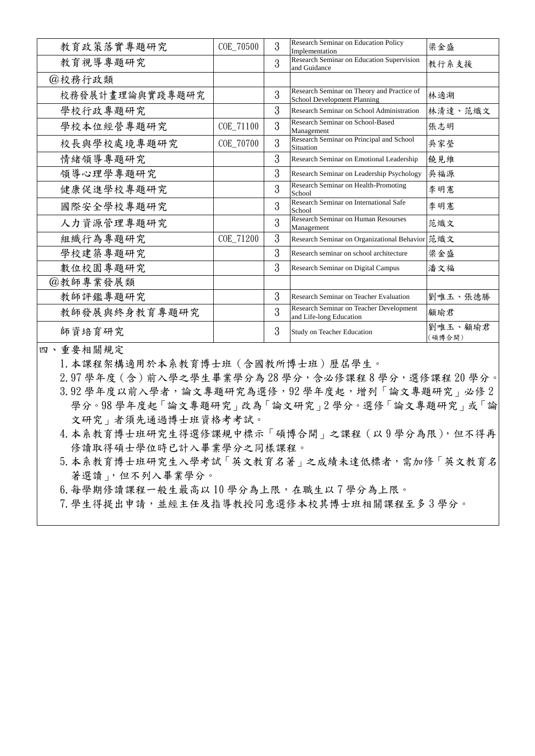| | | | | |
|---|---|---|---|---|
| 教育政策落實專題研究 | COE_70500 | 3 | Research Seminar on Education Policy Implementation | 梁金盛 |
| 教育視導專題研究 | | 3 | Research Seminar on Education Supervision and Guidance | 教行系支援 |
| @校務行政類 | | | | |
| 校務發展計畫理論與實踐專題研究 | | 3 | Research Seminar on Theory and Practice of School Development Planning | 林適湖 |
| 學校行政專題研究 | | 3 | Research Seminar on School Administration | 林清達、范熾文 |
| 學校本位經營專題研究 | COE_71100 | 3 | Research Seminar on School-Based Management | 張志明 |
| 校長與學校處境專題研究 | COE_70700 | 3 | Research Seminar on Principal and School Situation | 吳家瑩 |
| 情緒領導專題研究 | | 3 | Research Seminar on Emotional Leadership | 饒見維 |
| 領導心理學專題研究 | | 3 | Research Seminar on Leadership Psychology | 吳福源 |
| 健康促進學校專題研究 | | 3 | Research Seminar on Health-Promoting School | 李明憲 |
| 國際安全學校專題研究 | | 3 | Research Seminar on International Safe School | 李明憲 |
| 人力資源管理專題研究 | | 3 | Research Seminar on Human Resourses Management | 范熾文 |
| 組織行為專題研究 | COE_71200 | 3 | Research Seminar on Organizational Behavior | 范熾文 |
| 學校建築專題研究 | | 3 | Research seminar on school architecture | 梁金盛 |
| 數位校園專題研究 | | 3 | Research Seminar on Digital Campus | 潘文福 |
| @教師專業發展類 | | | | |
| 教師評鑑專題研究 | | 3 | Research Seminar on Teacher Evaluation | 劉唯玉、張德勝 |
| 教師發展與終身教育專題研究 | | 3 | Research Seminar on Teacher Development and Life-long Education | 顧瑜君 |
| 師資培育研究 | | 3 | Study on Teacher Education | 劉唯玉、顧瑜君(碩博合開) |

四、重要相關規定

1. 本課程架構適用於本系教育博士班（含國教所博士班）歷屆學生。
2. 97 學年度（含）前入學之學生畢業學分為 28 學分，含必修課程 8 學分，選修課程 20 學分。
3. 92 學年度以前入學者，論文專題研究為選修，92 學年度起，增列「論文專題研究」必修 2 學分。98 學年度起「論文專題研究」改為「論文研究」2 學分。選修「論文專題研究」或「論文研究」者須先通過博士班資格考考試。
4. 本系教育博士班研究生得選修課規中標示「碩博合開」之課程（以 9 學分為限），但不得再修讀取得碩士學位時已計入畢業學分之同樣課程。
5. 本系教育博士班研究生入學考試「英文教育名著」之成績未達低標者，需加修「英文教育名著選讀」，但不列入畢業學分。
6. 每學期修讀課程一般生最高以 10 學分為上限，在職生以 7 學分為上限。
7. 學生得提出申請，並經主任及指導教授同意選修本校其博士班相關課程至多 3 學分。